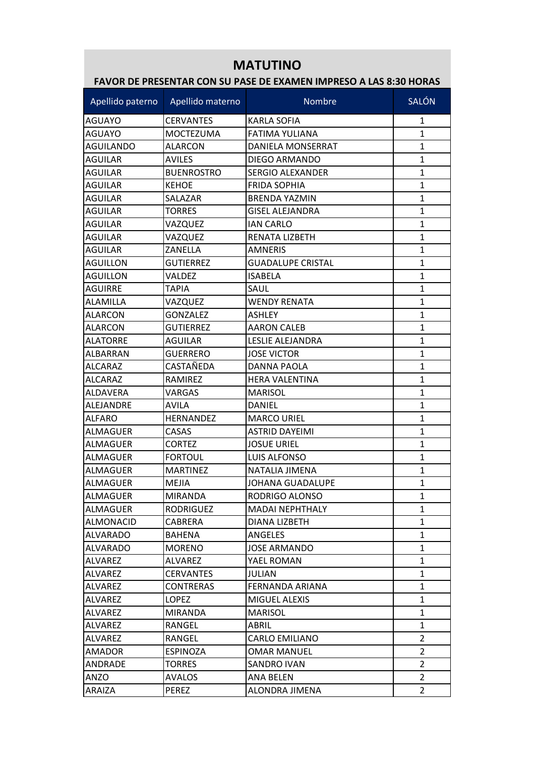# MATUTINO

## FAVOR DE PRESENTAR CON SU PASE DE EXAMEN IMPRESO A LAS 8:30 HORAS

| Apellido paterno | Apellido materno | Nombre | SALÓN |
|---|---|---|---|
| AGUAYO | CERVANTES | KARLA SOFIA | 1 |
| AGUAYO | MOCTEZUMA | FATIMA YULIANA | 1 |
| AGUILANDO | ALARCON | DANIELA MONSERRAT | 1 |
| AGUILAR | AVILES | DIEGO ARMANDO | 1 |
| AGUILAR | BUENROSTRO | SERGIO ALEXANDER | 1 |
| AGUILAR | KEHOE | FRIDA SOPHIA | 1 |
| AGUILAR | SALAZAR | BRENDA YAZMIN | 1 |
| AGUILAR | TORRES | GISEL ALEJANDRA | 1 |
| AGUILAR | VAZQUEZ | IAN CARLO | 1 |
| AGUILAR | VAZQUEZ | RENATA LIZBETH | 1 |
| AGUILAR | ZANELLA | AMNERIS | 1 |
| AGUILLON | GUTIERREZ | GUADALUPE CRISTAL | 1 |
| AGUILLON | VALDEZ | ISABELA | 1 |
| AGUIRRE | TAPIA | SAUL | 1 |
| ALAMILLA | VAZQUEZ | WENDY RENATA | 1 |
| ALARCON | GONZALEZ | ASHLEY | 1 |
| ALARCON | GUTIERREZ | AARON CALEB | 1 |
| ALATORRE | AGUILAR | LESLIE ALEJANDRA | 1 |
| ALBARRAN | GUERRERO | JOSE VICTOR | 1 |
| ALCARAZ | CASTAÑEDA | DANNA PAOLA | 1 |
| ALCARAZ | RAMIREZ | HERA VALENTINA | 1 |
| ALDAVERA | VARGAS | MARISOL | 1 |
| ALEJANDRE | AVILA | DANIEL | 1 |
| ALFARO | HERNANDEZ | MARCO URIEL | 1 |
| ALMAGUER | CASAS | ASTRID DAYEIMI | 1 |
| ALMAGUER | CORTEZ | JOSUE URIEL | 1 |
| ALMAGUER | FORTOUL | LUIS ALFONSO | 1 |
| ALMAGUER | MARTINEZ | NATALIA JIMENA | 1 |
| ALMAGUER | MEJIA | JOHANA GUADALUPE | 1 |
| ALMAGUER | MIRANDA | RODRIGO ALONSO | 1 |
| ALMAGUER | RODRIGUEZ | MADAI NEPHTHALY | 1 |
| ALMONACID | CABRERA | DIANA LIZBETH | 1 |
| ALVARADO | BAHENA | ANGELES | 1 |
| ALVARADO | MORENO | JOSE ARMANDO | 1 |
| ALVAREZ | ALVAREZ | YAEL ROMAN | 1 |
| ALVAREZ | CERVANTES | JULIAN | 1 |
| ALVAREZ | CONTRERAS | FERNANDA ARIANA | 1 |
| ALVAREZ | LOPEZ | MIGUEL ALEXIS | 1 |
| ALVAREZ | MIRANDA | MARISOL | 1 |
| ALVAREZ | RANGEL | ABRIL | 1 |
| ALVAREZ | RANGEL | CARLO EMILIANO | 2 |
| AMADOR | ESPINOZA | OMAR MANUEL | 2 |
| ANDRADE | TORRES | SANDRO IVAN | 2 |
| ANZO | AVALOS | ANA BELEN | 2 |
| ARAIZA | PEREZ | ALONDRA JIMENA | 2 |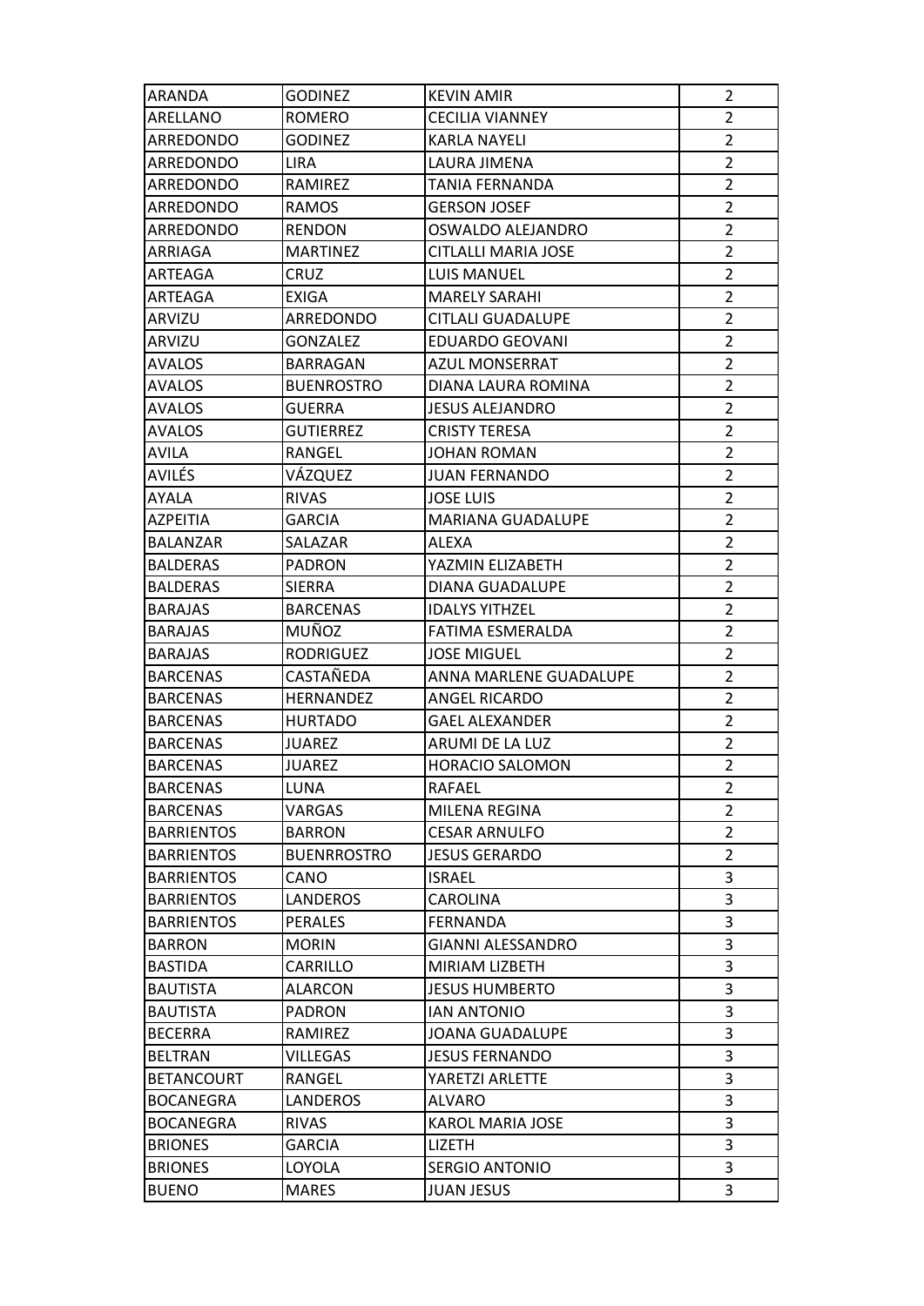| ARANDA | GODINEZ | KEVIN AMIR | 2 |
|---|---|---|---|
| ARELLANO | ROMERO | CECILIA VIANNEY | 2 |
| ARREDONDO | GODINEZ | KARLA NAYELI | 2 |
| ARREDONDO | LIRA | LAURA JIMENA | 2 |
| ARREDONDO | RAMIREZ | TANIA FERNANDA | 2 |
| ARREDONDO | RAMOS | GERSON JOSEF | 2 |
| ARREDONDO | RENDON | OSWALDO ALEJANDRO | 2 |
| ARRIAGA | MARTINEZ | CITLALLI MARIA JOSE | 2 |
| ARTEAGA | CRUZ | LUIS MANUEL | 2 |
| ARTEAGA | EXIGA | MARELY SARAHI | 2 |
| ARVIZU | ARREDONDO | CITLALI GUADALUPE | 2 |
| ARVIZU | GONZALEZ | EDUARDO GEOVANI | 2 |
| AVALOS | BARRAGAN | AZUL MONSERRAT | 2 |
| AVALOS | BUENROSTRO | DIANA LAURA ROMINA | 2 |
| AVALOS | GUERRA | JESUS ALEJANDRO | 2 |
| AVALOS | GUTIERREZ | CRISTY TERESA | 2 |
| AVILA | RANGEL | JOHAN ROMAN | 2 |
| AVILÉS | VÁZQUEZ | JUAN FERNANDO | 2 |
| AYALA | RIVAS | JOSE LUIS | 2 |
| AZPEITIA | GARCIA | MARIANA GUADALUPE | 2 |
| BALANZAR | SALAZAR | ALEXA | 2 |
| BALDERAS | PADRON | YAZMIN ELIZABETH | 2 |
| BALDERAS | SIERRA | DIANA GUADALUPE | 2 |
| BARAJAS | BARCENAS | IDALYS YITHZEL | 2 |
| BARAJAS | MUÑOZ | FATIMA ESMERALDA | 2 |
| BARAJAS | RODRIGUEZ | JOSE MIGUEL | 2 |
| BARCENAS | CASTAÑEDA | ANNA MARLENE GUADALUPE | 2 |
| BARCENAS | HERNANDEZ | ANGEL RICARDO | 2 |
| BARCENAS | HURTADO | GAEL ALEXANDER | 2 |
| BARCENAS | JUAREZ | ARUMI DE LA LUZ | 2 |
| BARCENAS | JUAREZ | HORACIO SALOMON | 2 |
| BARCENAS | LUNA | RAFAEL | 2 |
| BARCENAS | VARGAS | MILENA REGINA | 2 |
| BARRIENTOS | BARRON | CESAR ARNULFO | 2 |
| BARRIENTOS | BUENRROSTRO | JESUS GERARDO | 2 |
| BARRIENTOS | CANO | ISRAEL | 3 |
| BARRIENTOS | LANDEROS | CAROLINA | 3 |
| BARRIENTOS | PERALES | FERNANDA | 3 |
| BARRON | MORIN | GIANNI ALESSANDRO | 3 |
| BASTIDA | CARRILLO | MIRIAM LIZBETH | 3 |
| BAUTISTA | ALARCON | JESUS HUMBERTO | 3 |
| BAUTISTA | PADRON | IAN ANTONIO | 3 |
| BECERRA | RAMIREZ | JOANA GUADALUPE | 3 |
| BELTRAN | VILLEGAS | JESUS FERNANDO | 3 |
| BETANCOURT | RANGEL | YARETZI ARLETTE | 3 |
| BOCANEGRA | LANDEROS | ALVARO | 3 |
| BOCANEGRA | RIVAS | KAROL MARIA JOSE | 3 |
| BRIONES | GARCIA | LIZETH | 3 |
| BRIONES | LOYOLA | SERGIO ANTONIO | 3 |
| BUENO | MARES | JUAN JESUS | 3 |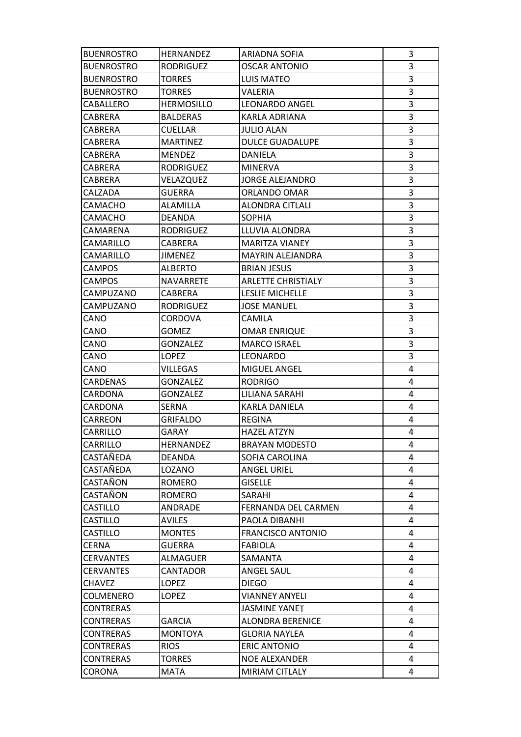| BUENROSTRO | HERNANDEZ | ARIADNA SOFIA | 3 |
|---|---|---|---|
| BUENROSTRO | RODRIGUEZ | OSCAR ANTONIO | 3 |
| BUENROSTRO | TORRES | LUIS MATEO | 3 |
| BUENROSTRO | TORRES | VALERIA | 3 |
| CABALLERO | HERMOSILLO | LEONARDO ANGEL | 3 |
| CABRERA | BALDERAS | KARLA ADRIANA | 3 |
| CABRERA | CUELLAR | JULIO ALAN | 3 |
| CABRERA | MARTINEZ | DULCE GUADALUPE | 3 |
| CABRERA | MENDEZ | DANIELA | 3 |
| CABRERA | RODRIGUEZ | MINERVA | 3 |
| CABRERA | VELAZQUEZ | JORGE ALEJANDRO | 3 |
| CALZADA | GUERRA | ORLANDO OMAR | 3 |
| CAMACHO | ALAMILLA | ALONDRA CITLALI | 3 |
| CAMACHO | DEANDA | SOPHIA | 3 |
| CAMARENA | RODRIGUEZ | LLUVIA ALONDRA | 3 |
| CAMARILLO | CABRERA | MARITZA VIANEY | 3 |
| CAMARILLO | JIMENEZ | MAYRIN ALEJANDRA | 3 |
| CAMPOS | ALBERTO | BRIAN JESUS | 3 |
| CAMPOS | NAVARRETE | ARLETTE CHRISTIALY | 3 |
| CAMPUZANO | CABRERA | LESLIE MICHELLE | 3 |
| CAMPUZANO | RODRIGUEZ | JOSE MANUEL | 3 |
| CANO | CORDOVA | CAMILA | 3 |
| CANO | GOMEZ | OMAR ENRIQUE | 3 |
| CANO | GONZALEZ | MARCO ISRAEL | 3 |
| CANO | LOPEZ | LEONARDO | 3 |
| CANO | VILLEGAS | MIGUEL ANGEL | 4 |
| CARDENAS | GONZALEZ | RODRIGO | 4 |
| CARDONA | GONZALEZ | LILIANA SARAHI | 4 |
| CARDONA | SERNA | KARLA DANIELA | 4 |
| CARREON | GRIFALDO | REGINA | 4 |
| CARRILLO | GARAY | HAZEL ATZYN | 4 |
| CARRILLO | HERNANDEZ | BRAYAN MODESTO | 4 |
| CASTAÑEDA | DEANDA | SOFIA CAROLINA | 4 |
| CASTAÑEDA | LOZANO | ANGEL URIEL | 4 |
| CASTAÑON | ROMERO | GISELLE | 4 |
| CASTAÑON | ROMERO | SARAHI | 4 |
| CASTILLO | ANDRADE | FERNANDA DEL CARMEN | 4 |
| CASTILLO | AVILES | PAOLA DIBANHI | 4 |
| CASTILLO | MONTES | FRANCISCO ANTONIO | 4 |
| CERNA | GUERRA | FABIOLA | 4 |
| CERVANTES | ALMAGUER | SAMANTA | 4 |
| CERVANTES | CANTADOR | ANGEL SAUL | 4 |
| CHAVEZ | LOPEZ | DIEGO | 4 |
| COLMENERO | LOPEZ | VIANNEY ANYELI | 4 |
| CONTRERAS |  | JASMINE YANET | 4 |
| CONTRERAS | GARCIA | ALONDRA BERENICE | 4 |
| CONTRERAS | MONTOYA | GLORIA NAYLEA | 4 |
| CONTRERAS | RIOS | ERIC ANTONIO | 4 |
| CONTRERAS | TORRES | NOE ALEXANDER | 4 |
| CORONA | MATA | MIRIAM CITLALY | 4 |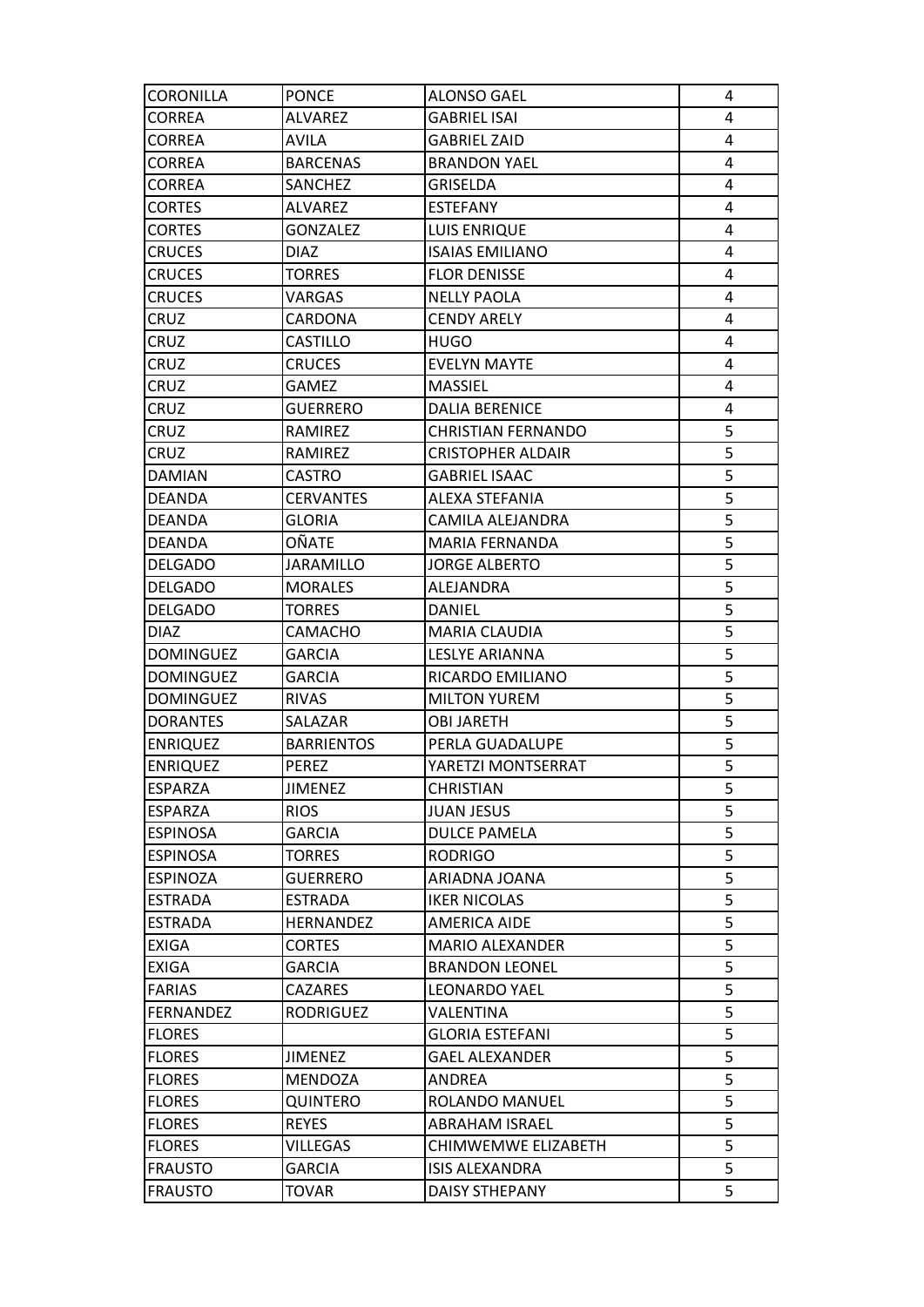| CORONILLA | PONCE | ALONSO GAEL | 4 |
|---|---|---|---|
| CORREA | ALVAREZ | GABRIEL ISAI | 4 |
| CORREA | AVILA | GABRIEL ZAID | 4 |
| CORREA | BARCENAS | BRANDON YAEL | 4 |
| CORREA | SANCHEZ | GRISELDA | 4 |
| CORTES | ALVAREZ | ESTEFANY | 4 |
| CORTES | GONZALEZ | LUIS ENRIQUE | 4 |
| CRUCES | DIAZ | ISAIAS EMILIANO | 4 |
| CRUCES | TORRES | FLOR DENISSE | 4 |
| CRUCES | VARGAS | NELLY PAOLA | 4 |
| CRUZ | CARDONA | CENDY ARELY | 4 |
| CRUZ | CASTILLO | HUGO | 4 |
| CRUZ | CRUCES | EVELYN MAYTE | 4 |
| CRUZ | GAMEZ | MASSIEL | 4 |
| CRUZ | GUERRERO | DALIA BERENICE | 4 |
| CRUZ | RAMIREZ | CHRISTIAN FERNANDO | 5 |
| CRUZ | RAMIREZ | CRISTOPHER ALDAIR | 5 |
| DAMIAN | CASTRO | GABRIEL ISAAC | 5 |
| DEANDA | CERVANTES | ALEXA STEFANIA | 5 |
| DEANDA | GLORIA | CAMILA ALEJANDRA | 5 |
| DEANDA | OÑATE | MARIA FERNANDA | 5 |
| DELGADO | JARAMILLO | JORGE ALBERTO | 5 |
| DELGADO | MORALES | ALEJANDRA | 5 |
| DELGADO | TORRES | DANIEL | 5 |
| DIAZ | CAMACHO | MARIA CLAUDIA | 5 |
| DOMINGUEZ | GARCIA | LESLYE ARIANNA | 5 |
| DOMINGUEZ | GARCIA | RICARDO EMILIANO | 5 |
| DOMINGUEZ | RIVAS | MILTON YUREM | 5 |
| DORANTES | SALAZAR | OBI JARETH | 5 |
| ENRIQUEZ | BARRIENTOS | PERLA GUADALUPE | 5 |
| ENRIQUEZ | PEREZ | YARETZI MONTSERRAT | 5 |
| ESPARZA | JIMENEZ | CHRISTIAN | 5 |
| ESPARZA | RIOS | JUAN JESUS | 5 |
| ESPINOSA | GARCIA | DULCE PAMELA | 5 |
| ESPINOSA | TORRES | RODRIGO | 5 |
| ESPINOZA | GUERRERO | ARIADNA JOANA | 5 |
| ESTRADA | ESTRADA | IKER NICOLAS | 5 |
| ESTRADA | HERNANDEZ | AMERICA AIDE | 5 |
| EXIGA | CORTES | MARIO ALEXANDER | 5 |
| EXIGA | GARCIA | BRANDON LEONEL | 5 |
| FARIAS | CAZARES | LEONARDO YAEL | 5 |
| FERNANDEZ | RODRIGUEZ | VALENTINA | 5 |
| FLORES | | GLORIA ESTEFANI | 5 |
| FLORES | JIMENEZ | GAEL ALEXANDER | 5 |
| FLORES | MENDOZA | ANDREA | 5 |
| FLORES | QUINTERO | ROLANDO MANUEL | 5 |
| FLORES | REYES | ABRAHAM ISRAEL | 5 |
| FLORES | VILLEGAS | CHIMWEMWE ELIZABETH | 5 |
| FRAUSTO | GARCIA | ISIS ALEXANDRA | 5 |
| FRAUSTO | TOVAR | DAISY STHEPANY | 5 |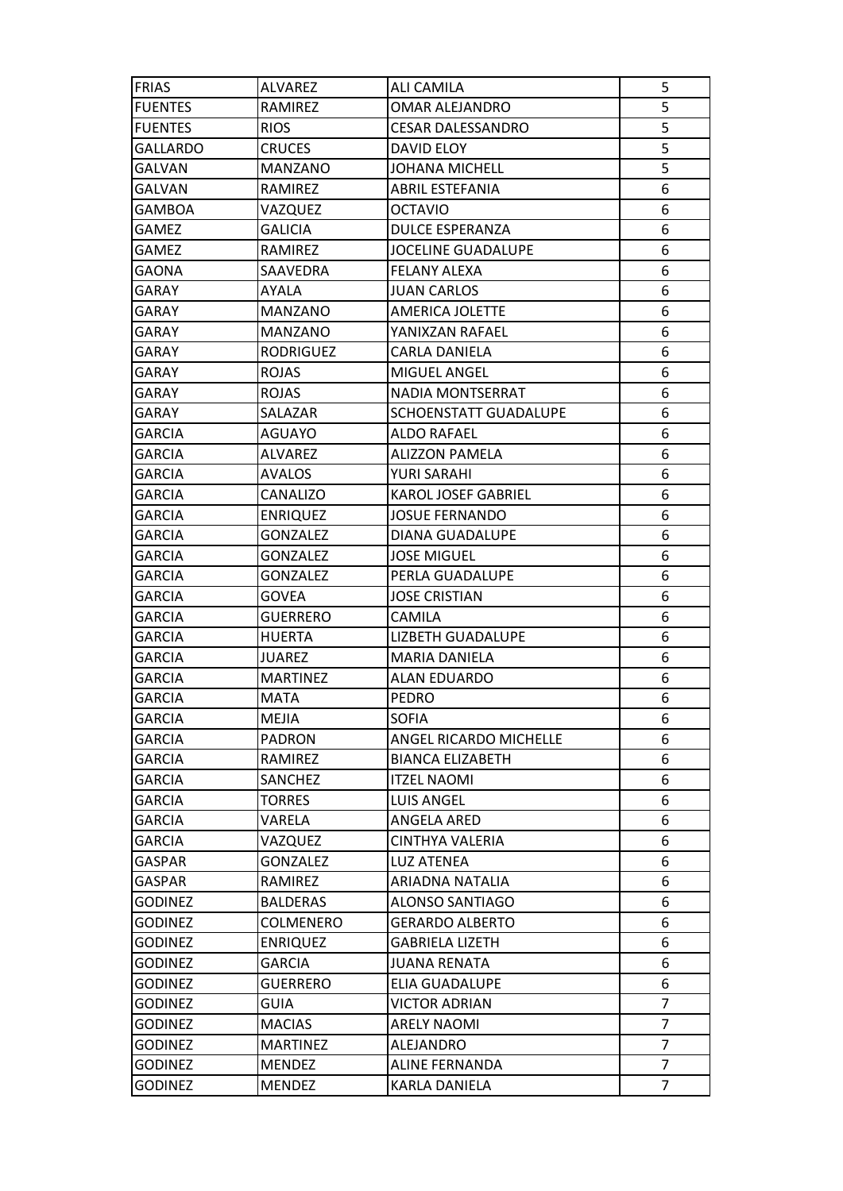| FRIAS | ALVAREZ | ALI CAMILA | 5 |
|---|---|---|---|
| FUENTES | RAMIREZ | OMAR ALEJANDRO | 5 |
| FUENTES | RIOS | CESAR DALESSANDRO | 5 |
| GALLARDO | CRUCES | DAVID ELOY | 5 |
| GALVAN | MANZANO | JOHANA MICHELL | 5 |
| GALVAN | RAMIREZ | ABRIL ESTEFANIA | 6 |
| GAMBOA | VAZQUEZ | OCTAVIO | 6 |
| GAMEZ | GALICIA | DULCE ESPERANZA | 6 |
| GAMEZ | RAMIREZ | JOCELINE GUADALUPE | 6 |
| GAONA | SAAVEDRA | FELANY ALEXA | 6 |
| GARAY | AYALA | JUAN CARLOS | 6 |
| GARAY | MANZANO | AMERICA JOLETTE | 6 |
| GARAY | MANZANO | YANIXZAN RAFAEL | 6 |
| GARAY | RODRIGUEZ | CARLA DANIELA | 6 |
| GARAY | ROJAS | MIGUEL ANGEL | 6 |
| GARAY | ROJAS | NADIA MONTSERRAT | 6 |
| GARAY | SALAZAR | SCHOENSTATT GUADALUPE | 6 |
| GARCIA | AGUAYO | ALDO RAFAEL | 6 |
| GARCIA | ALVAREZ | ALIZZON PAMELA | 6 |
| GARCIA | AVALOS | YURI SARAHI | 6 |
| GARCIA | CANALIZO | KAROL JOSEF GABRIEL | 6 |
| GARCIA | ENRIQUEZ | JOSUE FERNANDO | 6 |
| GARCIA | GONZALEZ | DIANA GUADALUPE | 6 |
| GARCIA | GONZALEZ | JOSE MIGUEL | 6 |
| GARCIA | GONZALEZ | PERLA GUADALUPE | 6 |
| GARCIA | GOVEA | JOSE CRISTIAN | 6 |
| GARCIA | GUERRERO | CAMILA | 6 |
| GARCIA | HUERTA | LIZBETH GUADALUPE | 6 |
| GARCIA | JUAREZ | MARIA DANIELA | 6 |
| GARCIA | MARTINEZ | ALAN EDUARDO | 6 |
| GARCIA | MATA | PEDRO | 6 |
| GARCIA | MEJIA | SOFIA | 6 |
| GARCIA | PADRON | ANGEL RICARDO MICHELLE | 6 |
| GARCIA | RAMIREZ | BIANCA ELIZABETH | 6 |
| GARCIA | SANCHEZ | ITZEL NAOMI | 6 |
| GARCIA | TORRES | LUIS ANGEL | 6 |
| GARCIA | VARELA | ANGELA ARED | 6 |
| GARCIA | VAZQUEZ | CINTHYA VALERIA | 6 |
| GASPAR | GONZALEZ | LUZ ATENEA | 6 |
| GASPAR | RAMIREZ | ARIADNA NATALIA | 6 |
| GODINEZ | BALDERAS | ALONSO SANTIAGO | 6 |
| GODINEZ | COLMENERO | GERARDO ALBERTO | 6 |
| GODINEZ | ENRIQUEZ | GABRIELA LIZETH | 6 |
| GODINEZ | GARCIA | JUANA RENATA | 6 |
| GODINEZ | GUERRERO | ELIA GUADALUPE | 6 |
| GODINEZ | GUIA | VICTOR ADRIAN | 7 |
| GODINEZ | MACIAS | ARELY NAOMI | 7 |
| GODINEZ | MARTINEZ | ALEJANDRO | 7 |
| GODINEZ | MENDEZ | ALINE FERNANDA | 7 |
| GODINEZ | MENDEZ | KARLA DANIELA | 7 |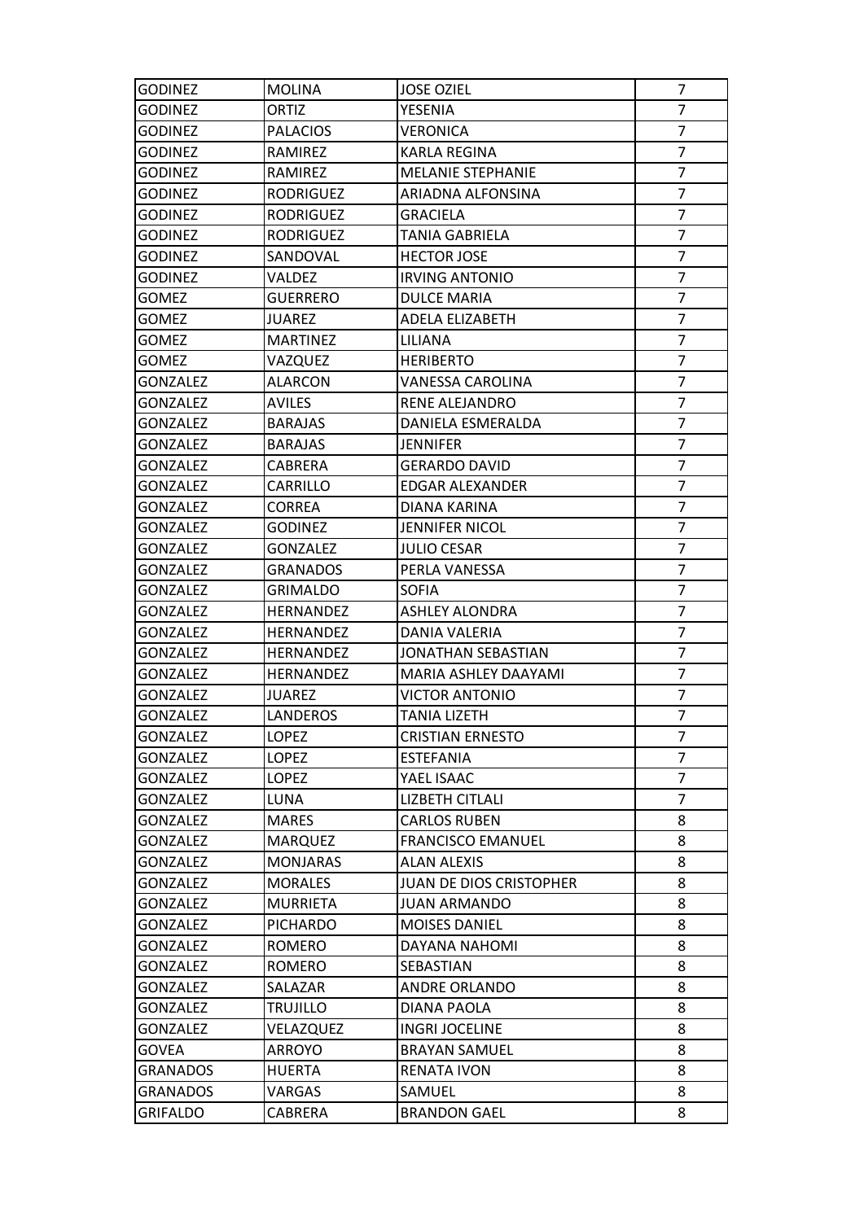| GODINEZ | MOLINA | JOSE OZIEL | 7 |
|---|---|---|---|
| GODINEZ | ORTIZ | YESENIA | 7 |
| GODINEZ | PALACIOS | VERONICA | 7 |
| GODINEZ | RAMIREZ | KARLA REGINA | 7 |
| GODINEZ | RAMIREZ | MELANIE STEPHANIE | 7 |
| GODINEZ | RODRIGUEZ | ARIADNA ALFONSINA | 7 |
| GODINEZ | RODRIGUEZ | GRACIELA | 7 |
| GODINEZ | RODRIGUEZ | TANIA GABRIELA | 7 |
| GODINEZ | SANDOVAL | HECTOR JOSE | 7 |
| GODINEZ | VALDEZ | IRVING ANTONIO | 7 |
| GOMEZ | GUERRERO | DULCE MARIA | 7 |
| GOMEZ | JUAREZ | ADELA ELIZABETH | 7 |
| GOMEZ | MARTINEZ | LILIANA | 7 |
| GOMEZ | VAZQUEZ | HERIBERTO | 7 |
| GONZALEZ | ALARCON | VANESSA CAROLINA | 7 |
| GONZALEZ | AVILES | RENE ALEJANDRO | 7 |
| GONZALEZ | BARAJAS | DANIELA ESMERALDA | 7 |
| GONZALEZ | BARAJAS | JENNIFER | 7 |
| GONZALEZ | CABRERA | GERARDO DAVID | 7 |
| GONZALEZ | CARRILLO | EDGAR ALEXANDER | 7 |
| GONZALEZ | CORREA | DIANA KARINA | 7 |
| GONZALEZ | GODINEZ | JENNIFER NICOL | 7 |
| GONZALEZ | GONZALEZ | JULIO CESAR | 7 |
| GONZALEZ | GRANADOS | PERLA VANESSA | 7 |
| GONZALEZ | GRIMALDO | SOFIA | 7 |
| GONZALEZ | HERNANDEZ | ASHLEY ALONDRA | 7 |
| GONZALEZ | HERNANDEZ | DANIA VALERIA | 7 |
| GONZALEZ | HERNANDEZ | JONATHAN SEBASTIAN | 7 |
| GONZALEZ | HERNANDEZ | MARIA ASHLEY DAAYAMI | 7 |
| GONZALEZ | JUAREZ | VICTOR ANTONIO | 7 |
| GONZALEZ | LANDEROS | TANIA LIZETH | 7 |
| GONZALEZ | LOPEZ | CRISTIAN ERNESTO | 7 |
| GONZALEZ | LOPEZ | ESTEFANIA | 7 |
| GONZALEZ | LOPEZ | YAEL ISAAC | 7 |
| GONZALEZ | LUNA | LIZBETH CITLALI | 7 |
| GONZALEZ | MARES | CARLOS RUBEN | 8 |
| GONZALEZ | MARQUEZ | FRANCISCO EMANUEL | 8 |
| GONZALEZ | MONJARAS | ALAN ALEXIS | 8 |
| GONZALEZ | MORALES | JUAN DE DIOS CRISTOPHER | 8 |
| GONZALEZ | MURRIETA | JUAN ARMANDO | 8 |
| GONZALEZ | PICHARDO | MOISES DANIEL | 8 |
| GONZALEZ | ROMERO | DAYANA NAHOMI | 8 |
| GONZALEZ | ROMERO | SEBASTIAN | 8 |
| GONZALEZ | SALAZAR | ANDRE ORLANDO | 8 |
| GONZALEZ | TRUJILLO | DIANA PAOLA | 8 |
| GONZALEZ | VELAZQUEZ | INGRI JOCELINE | 8 |
| GOVEA | ARROYO | BRAYAN SAMUEL | 8 |
| GRANADOS | HUERTA | RENATA IVON | 8 |
| GRANADOS | VARGAS | SAMUEL | 8 |
| GRIFALDO | CABRERA | BRANDON GAEL | 8 |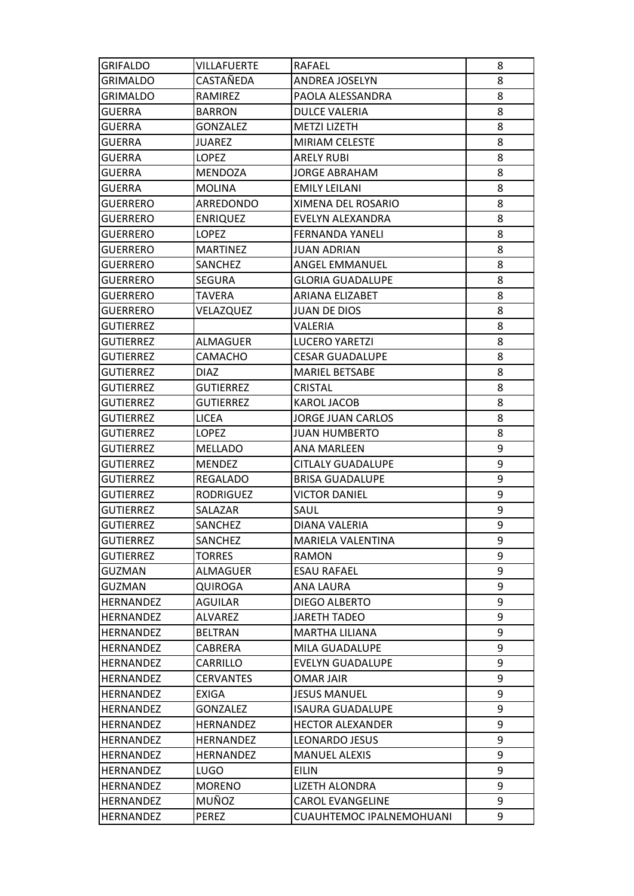| GRIFALDO | VILLAFUERTE | RAFAEL | 8 |
|---|---|---|---|
| GRIMALDO | CASTAÑEDA | ANDREA JOSELYN | 8 |
| GRIMALDO | RAMIREZ | PAOLA ALESSANDRA | 8 |
| GUERRA | BARRON | DULCE VALERIA | 8 |
| GUERRA | GONZALEZ | METZI LIZETH | 8 |
| GUERRA | JUAREZ | MIRIAM CELESTE | 8 |
| GUERRA | LOPEZ | ARELY RUBI | 8 |
| GUERRA | MENDOZA | JORGE ABRAHAM | 8 |
| GUERRA | MOLINA | EMILY LEILANI | 8 |
| GUERRERO | ARREDONDO | XIMENA DEL ROSARIO | 8 |
| GUERRERO | ENRIQUEZ | EVELYN ALEXANDRA | 8 |
| GUERRERO | LOPEZ | FERNANDA YANELI | 8 |
| GUERRERO | MARTINEZ | JUAN ADRIAN | 8 |
| GUERRERO | SANCHEZ | ANGEL EMMANUEL | 8 |
| GUERRERO | SEGURA | GLORIA GUADALUPE | 8 |
| GUERRERO | TAVERA | ARIANA ELIZABET | 8 |
| GUERRERO | VELAZQUEZ | JUAN DE DIOS | 8 |
| GUTIERREZ | | VALERIA | 8 |
| GUTIERREZ | ALMAGUER | LUCERO YARETZI | 8 |
| GUTIERREZ | CAMACHO | CESAR GUADALUPE | 8 |
| GUTIERREZ | DIAZ | MARIEL BETSABE | 8 |
| GUTIERREZ | GUTIERREZ | CRISTAL | 8 |
| GUTIERREZ | GUTIERREZ | KAROL JACOB | 8 |
| GUTIERREZ | LICEA | JORGE JUAN CARLOS | 8 |
| GUTIERREZ | LOPEZ | JUAN HUMBERTO | 8 |
| GUTIERREZ | MELLADO | ANA MARLEEN | 9 |
| GUTIERREZ | MENDEZ | CITLALY GUADALUPE | 9 |
| GUTIERREZ | REGALADO | BRISA GUADALUPE | 9 |
| GUTIERREZ | RODRIGUEZ | VICTOR DANIEL | 9 |
| GUTIERREZ | SALAZAR | SAUL | 9 |
| GUTIERREZ | SANCHEZ | DIANA VALERIA | 9 |
| GUTIERREZ | SANCHEZ | MARIELA VALENTINA | 9 |
| GUTIERREZ | TORRES | RAMON | 9 |
| GUZMAN | ALMAGUER | ESAU RAFAEL | 9 |
| GUZMAN | QUIROGA | ANA LAURA | 9 |
| HERNANDEZ | AGUILAR | DIEGO ALBERTO | 9 |
| HERNANDEZ | ALVAREZ | JARETH TADEO | 9 |
| HERNANDEZ | BELTRAN | MARTHA LILIANA | 9 |
| HERNANDEZ | CABRERA | MILA GUADALUPE | 9 |
| HERNANDEZ | CARRILLO | EVELYN GUADALUPE | 9 |
| HERNANDEZ | CERVANTES | OMAR JAIR | 9 |
| HERNANDEZ | EXIGA | JESUS MANUEL | 9 |
| HERNANDEZ | GONZALEZ | ISAURA GUADALUPE | 9 |
| HERNANDEZ | HERNANDEZ | HECTOR ALEXANDER | 9 |
| HERNANDEZ | HERNANDEZ | LEONARDO JESUS | 9 |
| HERNANDEZ | HERNANDEZ | MANUEL ALEXIS | 9 |
| HERNANDEZ | LUGO | EILIN | 9 |
| HERNANDEZ | MORENO | LIZETH ALONDRA | 9 |
| HERNANDEZ | MUÑOZ | CAROL EVANGELINE | 9 |
| HERNANDEZ | PEREZ | CUAUHTEMOC IPALNEMOHUANI | 9 |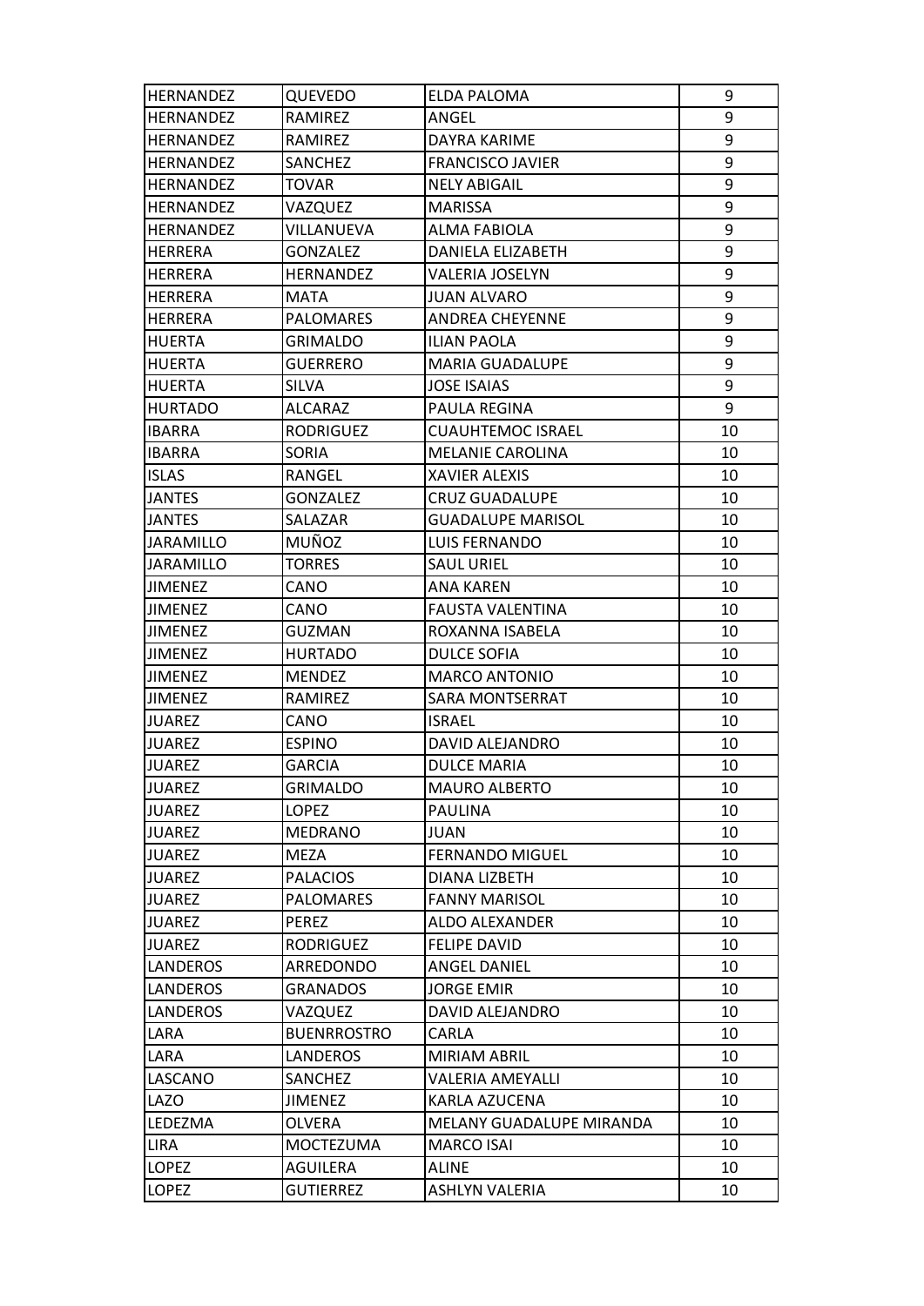| HERNANDEZ | QUEVEDO | ELDA PALOMA | 9 |
|---|---|---|---|
| HERNANDEZ | RAMIREZ | ANGEL | 9 |
| HERNANDEZ | RAMIREZ | DAYRA KARIME | 9 |
| HERNANDEZ | SANCHEZ | FRANCISCO JAVIER | 9 |
| HERNANDEZ | TOVAR | NELY ABIGAIL | 9 |
| HERNANDEZ | VAZQUEZ | MARISSA | 9 |
| HERNANDEZ | VILLANUEVA | ALMA FABIOLA | 9 |
| HERRERA | GONZALEZ | DANIELA ELIZABETH | 9 |
| HERRERA | HERNANDEZ | VALERIA JOSELYN | 9 |
| HERRERA | MATA | JUAN ALVARO | 9 |
| HERRERA | PALOMARES | ANDREA CHEYENNE | 9 |
| HUERTA | GRIMALDO | ILIAN PAOLA | 9 |
| HUERTA | GUERRERO | MARIA GUADALUPE | 9 |
| HUERTA | SILVA | JOSE ISAIAS | 9 |
| HURTADO | ALCARAZ | PAULA REGINA | 9 |
| IBARRA | RODRIGUEZ | CUAUHTEMOC ISRAEL | 10 |
| IBARRA | SORIA | MELANIE CAROLINA | 10 |
| ISLAS | RANGEL | XAVIER ALEXIS | 10 |
| JANTES | GONZALEZ | CRUZ GUADALUPE | 10 |
| JANTES | SALAZAR | GUADALUPE MARISOL | 10 |
| JARAMILLO | MUÑOZ | LUIS FERNANDO | 10 |
| JARAMILLO | TORRES | SAUL URIEL | 10 |
| JIMENEZ | CANO | ANA KAREN | 10 |
| JIMENEZ | CANO | FAUSTA VALENTINA | 10 |
| JIMENEZ | GUZMAN | ROXANNA ISABELA | 10 |
| JIMENEZ | HURTADO | DULCE SOFIA | 10 |
| JIMENEZ | MENDEZ | MARCO ANTONIO | 10 |
| JIMENEZ | RAMIREZ | SARA MONTSERRAT | 10 |
| JUAREZ | CANO | ISRAEL | 10 |
| JUAREZ | ESPINO | DAVID ALEJANDRO | 10 |
| JUAREZ | GARCIA | DULCE MARIA | 10 |
| JUAREZ | GRIMALDO | MAURO ALBERTO | 10 |
| JUAREZ | LOPEZ | PAULINA | 10 |
| JUAREZ | MEDRANO | JUAN | 10 |
| JUAREZ | MEZA | FERNANDO MIGUEL | 10 |
| JUAREZ | PALACIOS | DIANA LIZBETH | 10 |
| JUAREZ | PALOMARES | FANNY MARISOL | 10 |
| JUAREZ | PEREZ | ALDO ALEXANDER | 10 |
| JUAREZ | RODRIGUEZ | FELIPE DAVID | 10 |
| LANDEROS | ARREDONDO | ANGEL DANIEL | 10 |
| LANDEROS | GRANADOS | JORGE EMIR | 10 |
| LANDEROS | VAZQUEZ | DAVID ALEJANDRO | 10 |
| LARA | BUENRROSTRO | CARLA | 10 |
| LARA | LANDEROS | MIRIAM ABRIL | 10 |
| LASCANO | SANCHEZ | VALERIA AMEYALLI | 10 |
| LAZO | JIMENEZ | KARLA AZUCENA | 10 |
| LEDEZMA | OLVERA | MELANY GUADALUPE MIRANDA | 10 |
| LIRA | MOCTEZUMA | MARCO ISAI | 10 |
| LOPEZ | AGUILERA | ALINE | 10 |
| LOPEZ | GUTIERREZ | ASHLYN VALERIA | 10 |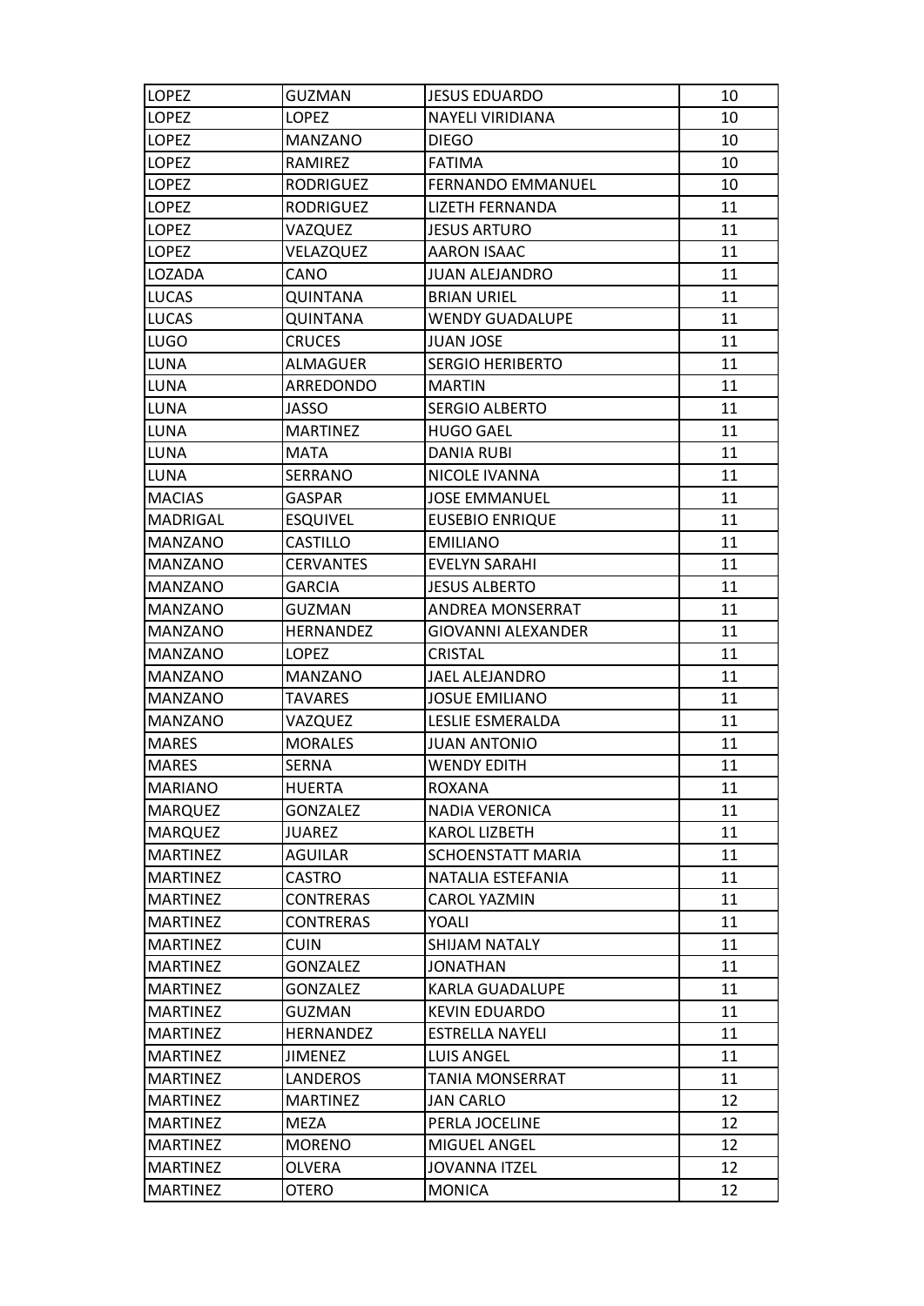| LOPEZ | GUZMAN | JESUS EDUARDO | 10 |
|---|---|---|---|
| LOPEZ | LOPEZ | NAYELI VIRIDIANA | 10 |
| LOPEZ | MANZANO | DIEGO | 10 |
| LOPEZ | RAMIREZ | FATIMA | 10 |
| LOPEZ | RODRIGUEZ | FERNANDO EMMANUEL | 10 |
| LOPEZ | RODRIGUEZ | LIZETH FERNANDA | 11 |
| LOPEZ | VAZQUEZ | JESUS ARTURO | 11 |
| LOPEZ | VELAZQUEZ | AARON ISAAC | 11 |
| LOZADA | CANO | JUAN ALEJANDRO | 11 |
| LUCAS | QUINTANA | BRIAN URIEL | 11 |
| LUCAS | QUINTANA | WENDY GUADALUPE | 11 |
| LUGO | CRUCES | JUAN JOSE | 11 |
| LUNA | ALMAGUER | SERGIO HERIBERTO | 11 |
| LUNA | ARREDONDO | MARTIN | 11 |
| LUNA | JASSO | SERGIO ALBERTO | 11 |
| LUNA | MARTINEZ | HUGO GAEL | 11 |
| LUNA | MATA | DANIA RUBI | 11 |
| LUNA | SERRANO | NICOLE IVANNA | 11 |
| MACIAS | GASPAR | JOSE EMMANUEL | 11 |
| MADRIGAL | ESQUIVEL | EUSEBIO ENRIQUE | 11 |
| MANZANO | CASTILLO | EMILIANO | 11 |
| MANZANO | CERVANTES | EVELYN SARAHI | 11 |
| MANZANO | GARCIA | JESUS ALBERTO | 11 |
| MANZANO | GUZMAN | ANDREA MONSERRAT | 11 |
| MANZANO | HERNANDEZ | GIOVANNI ALEXANDER | 11 |
| MANZANO | LOPEZ | CRISTAL | 11 |
| MANZANO | MANZANO | JAEL ALEJANDRO | 11 |
| MANZANO | TAVARES | JOSUE EMILIANO | 11 |
| MANZANO | VAZQUEZ | LESLIE ESMERALDA | 11 |
| MARES | MORALES | JUAN ANTONIO | 11 |
| MARES | SERNA | WENDY EDITH | 11 |
| MARIANO | HUERTA | ROXANA | 11 |
| MARQUEZ | GONZALEZ | NADIA VERONICA | 11 |
| MARQUEZ | JUAREZ | KAROL LIZBETH | 11 |
| MARTINEZ | AGUILAR | SCHOENSTATT MARIA | 11 |
| MARTINEZ | CASTRO | NATALIA ESTEFANIA | 11 |
| MARTINEZ | CONTRERAS | CAROL YAZMIN | 11 |
| MARTINEZ | CONTRERAS | YOALI | 11 |
| MARTINEZ | CUIN | SHIJAM NATALY | 11 |
| MARTINEZ | GONZALEZ | JONATHAN | 11 |
| MARTINEZ | GONZALEZ | KARLA GUADALUPE | 11 |
| MARTINEZ | GUZMAN | KEVIN EDUARDO | 11 |
| MARTINEZ | HERNANDEZ | ESTRELLA NAYELI | 11 |
| MARTINEZ | JIMENEZ | LUIS ANGEL | 11 |
| MARTINEZ | LANDEROS | TANIA MONSERRAT | 11 |
| MARTINEZ | MARTINEZ | JAN CARLO | 12 |
| MARTINEZ | MEZA | PERLA JOCELINE | 12 |
| MARTINEZ | MORENO | MIGUEL ANGEL | 12 |
| MARTINEZ | OLVERA | JOVANNA ITZEL | 12 |
| MARTINEZ | OTERO | MONICA | 12 |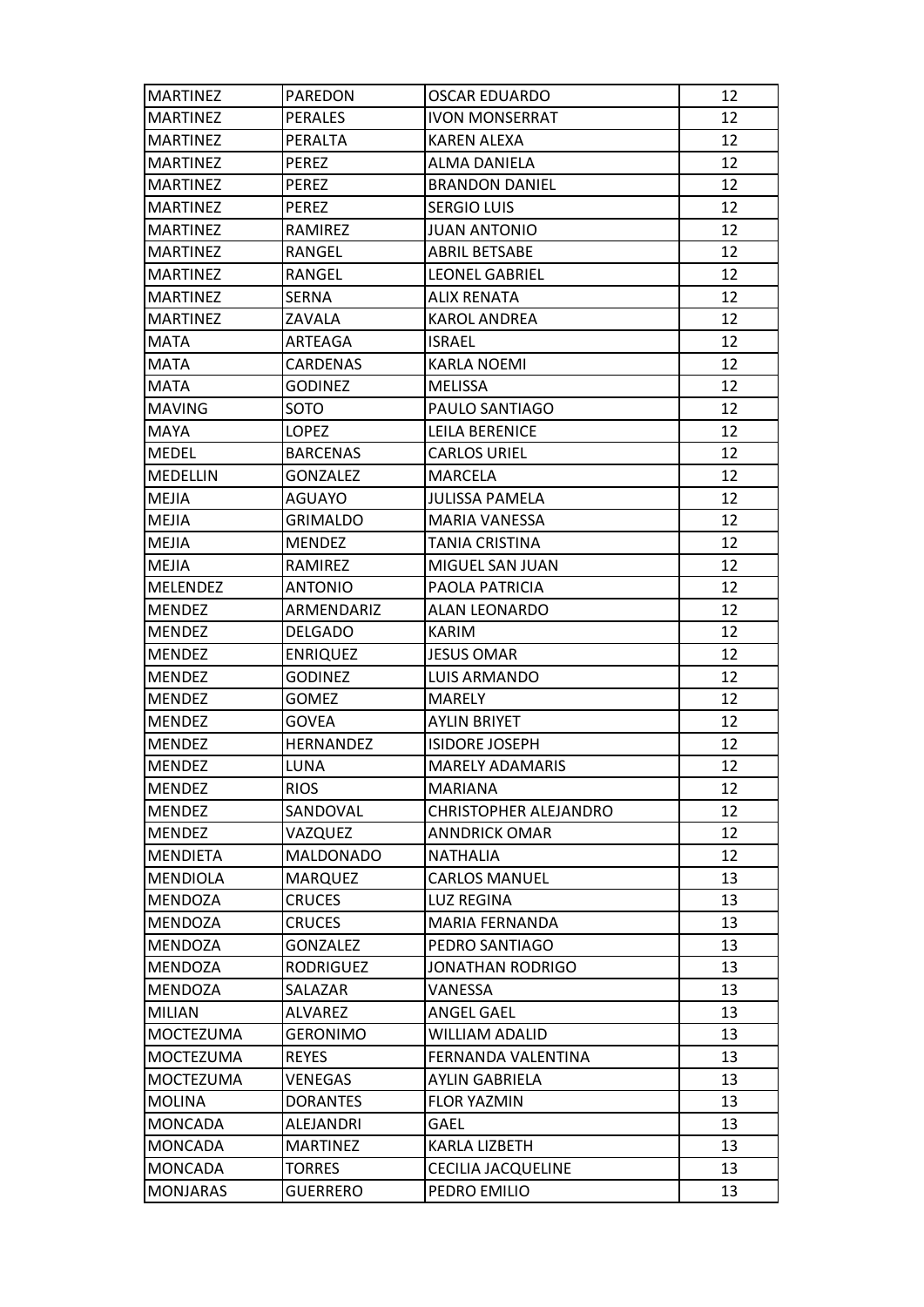| MARTINEZ | PAREDON | OSCAR EDUARDO | 12 |
|---|---|---|---|
| MARTINEZ | PERALES | IVON MONSERRAT | 12 |
| MARTINEZ | PERALTA | KAREN ALEXA | 12 |
| MARTINEZ | PEREZ | ALMA DANIELA | 12 |
| MARTINEZ | PEREZ | BRANDON DANIEL | 12 |
| MARTINEZ | PEREZ | SERGIO LUIS | 12 |
| MARTINEZ | RAMIREZ | JUAN ANTONIO | 12 |
| MARTINEZ | RANGEL | ABRIL BETSABE | 12 |
| MARTINEZ | RANGEL | LEONEL GABRIEL | 12 |
| MARTINEZ | SERNA | ALIX RENATA | 12 |
| MARTINEZ | ZAVALA | KAROL ANDREA | 12 |
| MATA | ARTEAGA | ISRAEL | 12 |
| MATA | CARDENAS | KARLA NOEMI | 12 |
| MATA | GODINEZ | MELISSA | 12 |
| MAVING | SOTO | PAULO SANTIAGO | 12 |
| MAYA | LOPEZ | LEILA BERENICE | 12 |
| MEDEL | BARCENAS | CARLOS URIEL | 12 |
| MEDELLIN | GONZALEZ | MARCELA | 12 |
| MEJIA | AGUAYO | JULISSA PAMELA | 12 |
| MEJIA | GRIMALDO | MARIA VANESSA | 12 |
| MEJIA | MENDEZ | TANIA CRISTINA | 12 |
| MEJIA | RAMIREZ | MIGUEL SAN JUAN | 12 |
| MELENDEZ | ANTONIO | PAOLA PATRICIA | 12 |
| MENDEZ | ARMENDARIZ | ALAN LEONARDO | 12 |
| MENDEZ | DELGADO | KARIM | 12 |
| MENDEZ | ENRIQUEZ | JESUS OMAR | 12 |
| MENDEZ | GODINEZ | LUIS ARMANDO | 12 |
| MENDEZ | GOMEZ | MARELY | 12 |
| MENDEZ | GOVEA | AYLIN BRIYET | 12 |
| MENDEZ | HERNANDEZ | ISIDORE JOSEPH | 12 |
| MENDEZ | LUNA | MARELY ADAMARIS | 12 |
| MENDEZ | RIOS | MARIANA | 12 |
| MENDEZ | SANDOVAL | CHRISTOPHER ALEJANDRO | 12 |
| MENDEZ | VAZQUEZ | ANNDRICK OMAR | 12 |
| MENDIETA | MALDONADO | NATHALIA | 12 |
| MENDIOLA | MARQUEZ | CARLOS MANUEL | 13 |
| MENDOZA | CRUCES | LUZ REGINA | 13 |
| MENDOZA | CRUCES | MARIA FERNANDA | 13 |
| MENDOZA | GONZALEZ | PEDRO SANTIAGO | 13 |
| MENDOZA | RODRIGUEZ | JONATHAN RODRIGO | 13 |
| MENDOZA | SALAZAR | VANESSA | 13 |
| MILIAN | ALVAREZ | ANGEL GAEL | 13 |
| MOCTEZUMA | GERONIMO | WILLIAM ADALID | 13 |
| MOCTEZUMA | REYES | FERNANDA VALENTINA | 13 |
| MOCTEZUMA | VENEGAS | AYLIN GABRIELA | 13 |
| MOLINA | DORANTES | FLOR YAZMIN | 13 |
| MONCADA | ALEJANDRI | GAEL | 13 |
| MONCADA | MARTINEZ | KARLA LIZBETH | 13 |
| MONCADA | TORRES | CECILIA JACQUELINE | 13 |
| MONJARAS | GUERRERO | PEDRO EMILIO | 13 |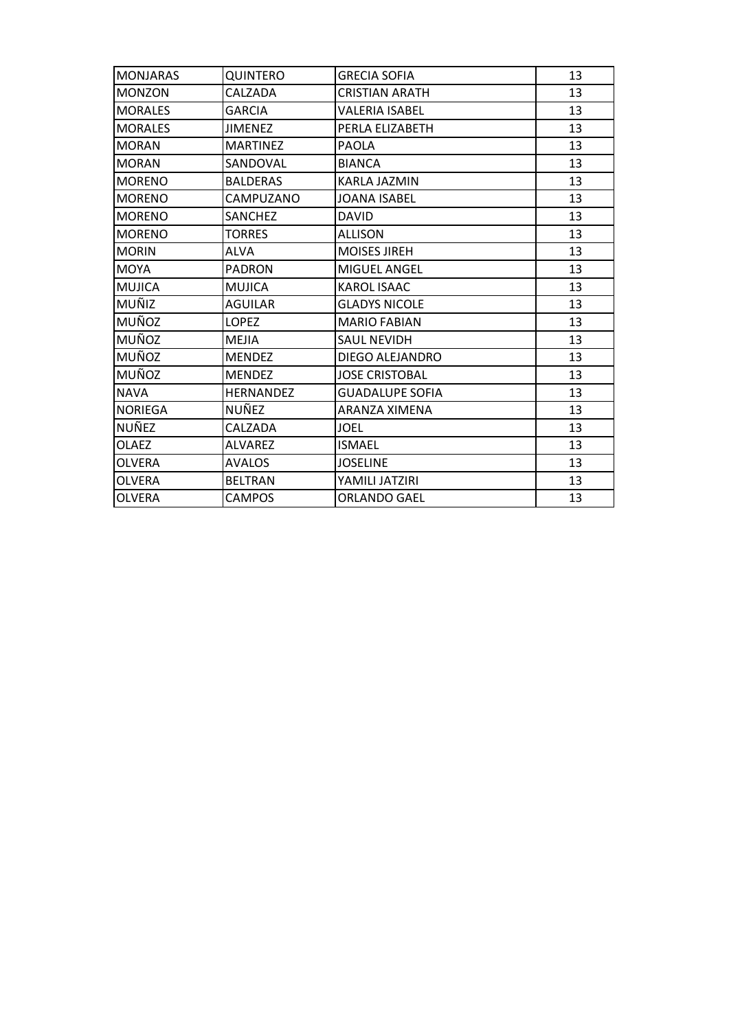| | | | |
|---|---|---|---|
| MONJARAS | QUINTERO | GRECIA SOFIA | 13 |
| MONZON | CALZADA | CRISTIAN ARATH | 13 |
| MORALES | GARCIA | VALERIA ISABEL | 13 |
| MORALES | JIMENEZ | PERLA ELIZABETH | 13 |
| MORAN | MARTINEZ | PAOLA | 13 |
| MORAN | SANDOVAL | BIANCA | 13 |
| MORENO | BALDERAS | KARLA JAZMIN | 13 |
| MORENO | CAMPUZANO | JOANA ISABEL | 13 |
| MORENO | SANCHEZ | DAVID | 13 |
| MORENO | TORRES | ALLISON | 13 |
| MORIN | ALVA | MOISES JIREH | 13 |
| MOYA | PADRON | MIGUEL ANGEL | 13 |
| MUJICA | MUJICA | KAROL ISAAC | 13 |
| MUÑIZ | AGUILAR | GLADYS NICOLE | 13 |
| MUÑOZ | LOPEZ | MARIO FABIAN | 13 |
| MUÑOZ | MEJIA | SAUL NEVIDH | 13 |
| MUÑOZ | MENDEZ | DIEGO ALEJANDRO | 13 |
| MUÑOZ | MENDEZ | JOSE CRISTOBAL | 13 |
| NAVA | HERNANDEZ | GUADALUPE SOFIA | 13 |
| NORIEGA | NUÑEZ | ARANZA XIMENA | 13 |
| NUÑEZ | CALZADA | JOEL | 13 |
| OLAEZ | ALVAREZ | ISMAEL | 13 |
| OLVERA | AVALOS | JOSELINE | 13 |
| OLVERA | BELTRAN | YAMILI JATZIRI | 13 |
| OLVERA | CAMPOS | ORLANDO GAEL | 13 |